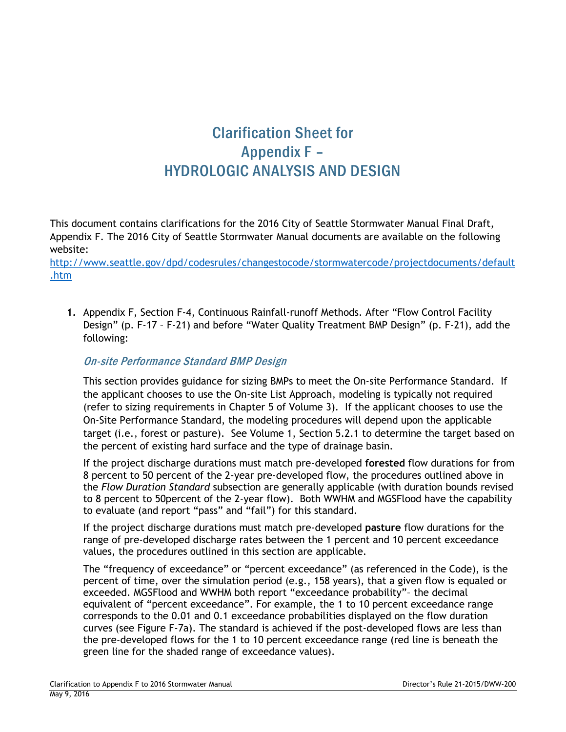# Clarification Sheet for Appendix F – HYDROLOGIC ANALYSIS AND DESIGN

This document contains clarifications for the 2016 City of Seattle Stormwater Manual Final Draft, Appendix F. The 2016 City of Seattle Stormwater Manual documents are available on the following website:
[http://www.seattle.gov/dpd/codesrules/changestocode/stormwatercode/projectdocuments/default.htm](http://www.seattle.gov/dpd/codesrules/changestocode/stormwatercode/projectdocuments/default.htm)

1. Appendix F, Section F-4, Continuous Rainfall-runoff Methods. After "Flow Control Facility Design" (p. F-17 – F-21) and before "Water Quality Treatment BMP Design" (p. F-21), add the following:

   ### *On-site Performance Standard BMP Design*

   This section provides guidance for sizing BMPs to meet the On-site Performance Standard. If the applicant chooses to use the On-site List Approach, modeling is typically not required (refer to sizing requirements in Chapter 5 of Volume 3). If the applicant chooses to use the On-Site Performance Standard, the modeling procedures will depend upon the applicable target (i.e., forest or pasture). See Volume 1, Section 5.2.1 to determine the target based on the percent of existing hard surface and the type of drainage basin.

   If the project discharge durations must match pre-developed **forested** flow durations for from 8 percent to 50 percent of the 2-year pre-developed flow, the procedures outlined above in the *Flow Duration Standard* subsection are generally applicable (with duration bounds revised to 8 percent to 50percent of the 2-year flow). Both WWHM and MGSFlood have the capability to evaluate (and report "pass" and "fail") for this standard.

   If the project discharge durations must match pre-developed **pasture** flow durations for the range of pre-developed discharge rates between the 1 percent and 10 percent exceedance values, the procedures outlined in this section are applicable.

   The "frequency of exceedance" or "percent exceedance" (as referenced in the Code), is the percent of time, over the simulation period (e.g., 158 years), that a given flow is equaled or exceeded. MGSFlood and WWHM both report "exceedance probability"– the decimal equivalent of "percent exceedance". For example, the 1 to 10 percent exceedance range corresponds to the 0.01 and 0.1 exceedance probabilities displayed on the flow duration curves (see Figure F-7a). The standard is achieved if the post-developed flows are less than the pre-developed flows for the 1 to 10 percent exceedance range (red line is beneath the green line for the shaded range of exceedance values).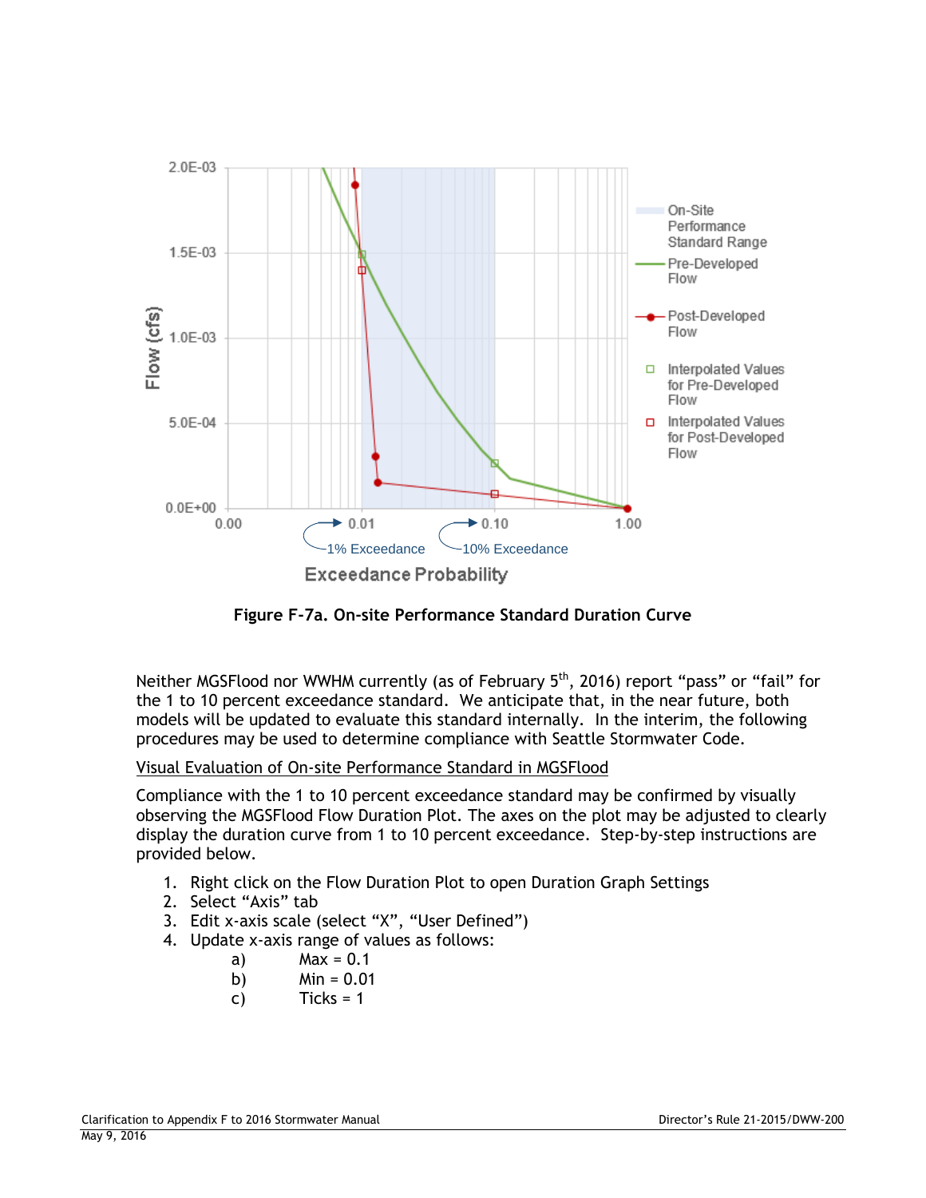**Figure F-7a. On-site Performance Standard Duration Curve**

Neither MGSFlood nor WWHM currently (as of February 5th, 2016) report "pass" or "fail" for the 1 to 10 percent exceedance standard. We anticipate that, in the near future, both models will be updated to evaluate this standard internally. In the interim, the following procedures may be used to determine compliance with Seattle Stormwater Code.

<u>Visual Evaluation of On-site Performance Standard in MGSFlood</u>

Compliance with the 1 to 10 percent exceedance standard may be confirmed by visually observing the MGSFlood Flow Duration Plot. The axes on the plot may be adjusted to clearly display the duration curve from 1 to 10 percent exceedance. Step-by-step instructions are provided below.

1. Right click on the Flow Duration Plot to open Duration Graph Settings
2. Select "Axis" tab
3. Edit x-axis scale (select "X", "User Defined")
4. Update x-axis range of values as follows:
   a) Max = 0.1
   b) Min = 0.01
   c) Ticks = 1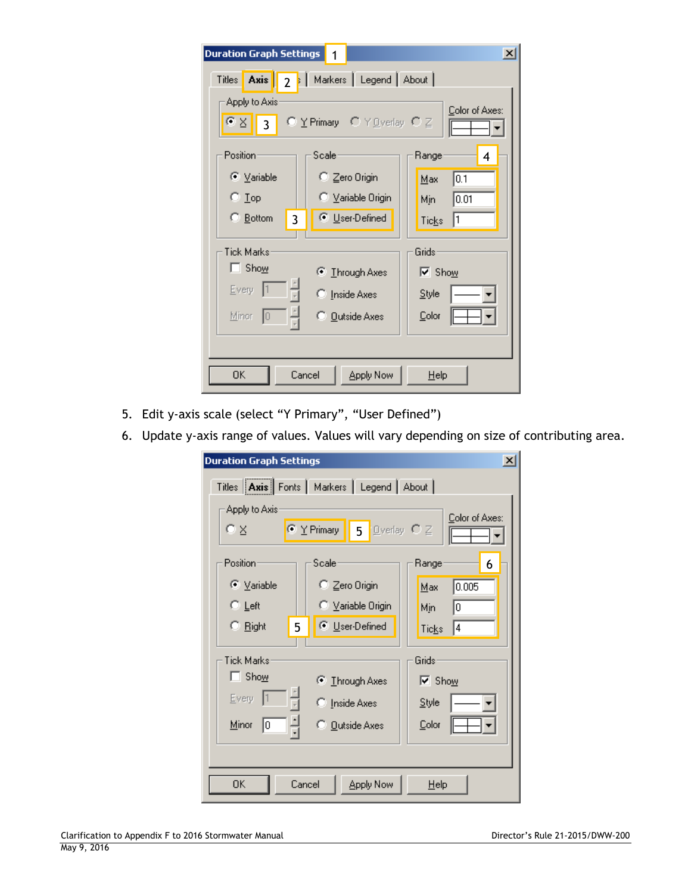5. Edit y-axis scale (select "Y Primary", "User Defined")
6. Update y-axis range of values. Values will vary depending on size of contributing area.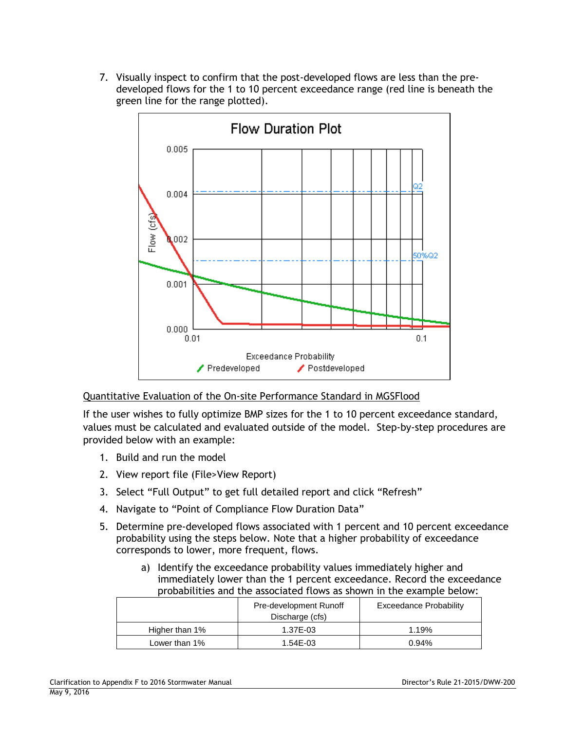7. Visually inspect to confirm that the post-developed flows are less than the pre-developed flows for the 1 to 10 percent exceedance range (red line is beneath the green line for the range plotted).

Flow Duration Plot

0.005
0.004
0.002
0.001
0.000
0.01
0.1
Flow (cfs)
Q2
50%Q2
Exceedance Probability
Predeveloped
Postdeveloped

<u>Quantitative Evaluation of the On-site Performance Standard in MGSFlood</u>

If the user wishes to fully optimize BMP sizes for the 1 to 10 percent exceedance standard, values must be calculated and evaluated outside of the model. Step-by-step procedures are provided below with an example:

1. Build and run the model
2. View report file (File>View Report)
3. Select "Full Output" to get full detailed report and click "Refresh"
4. Navigate to "Point of Compliance Flow Duration Data"
5. Determine pre-developed flows associated with 1 percent and 10 percent exceedance probability using the steps below. Note that a higher probability of exceedance corresponds to lower, more frequent, flows.

   a) Identify the exceedance probability values immediately higher and immediately lower than the 1 percent exceedance. Record the exceedance probabilities and the associated flows as shown in the example below:

| | Pre-development Runoff Discharge (cfs) | Exceedance Probability |
|---|---|---|
| Higher than 1% | 1.37E-03 | 1.19% |
| Lower than 1% | 1.54E-03 | 0.94% |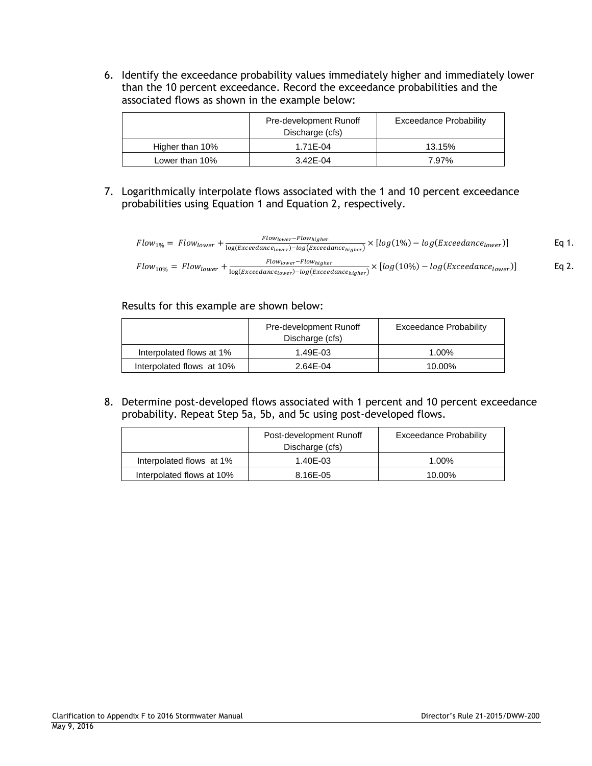6. Identify the exceedance probability values immediately higher and immediately lower than the 10 percent exceedance. Record the exceedance probabilities and the associated flows as shown in the example below:

| | Pre-development Runoff Discharge (cfs) | Exceedance Probability |
|---|---|---|
| Higher than 10% | 1.71E-04 | 13.15% |
| Lower than 10% | 3.42E-04 | 7.97% |

7. Logarithmically interpolate flows associated with the 1 and 10 percent exceedance probabilities using Equation 1 and Equation 2, respectively.

$$Flow_{1\%} = Flow_{lower} + \frac{Flow_{lower} - Flow_{higher}}{\log(Exceedance_{lower}) - log(Exceedance_{higher})} \times [log(1\%) - log(Exceedance_{lower})] \qquad \text{Eq 1.}$$

$$Flow_{10\%} = Flow_{lower} + \frac{Flow_{lower} - Flow_{higher}}{\log(Exceedance_{lower}) - log(Exceedance_{higher})} \times [log(10\%) - log(Exceedance_{lower})] \qquad \text{Eq 2.}$$

Results for this example are shown below:

| | Pre-development Runoff Discharge (cfs) | Exceedance Probability |
|---|---|---|
| Interpolated flows at 1% | 1.49E-03 | 1.00% |
| Interpolated flows at 10% | 2.64E-04 | 10.00% |

8. Determine post-developed flows associated with 1 percent and 10 percent exceedance probability. Repeat Step 5a, 5b, and 5c using post-developed flows.

| | Post-development Runoff Discharge (cfs) | Exceedance Probability |
|---|---|---|
| Interpolated flows at 1% | 1.40E-03 | 1.00% |
| Interpolated flows at 10% | 8.16E-05 | 10.00% |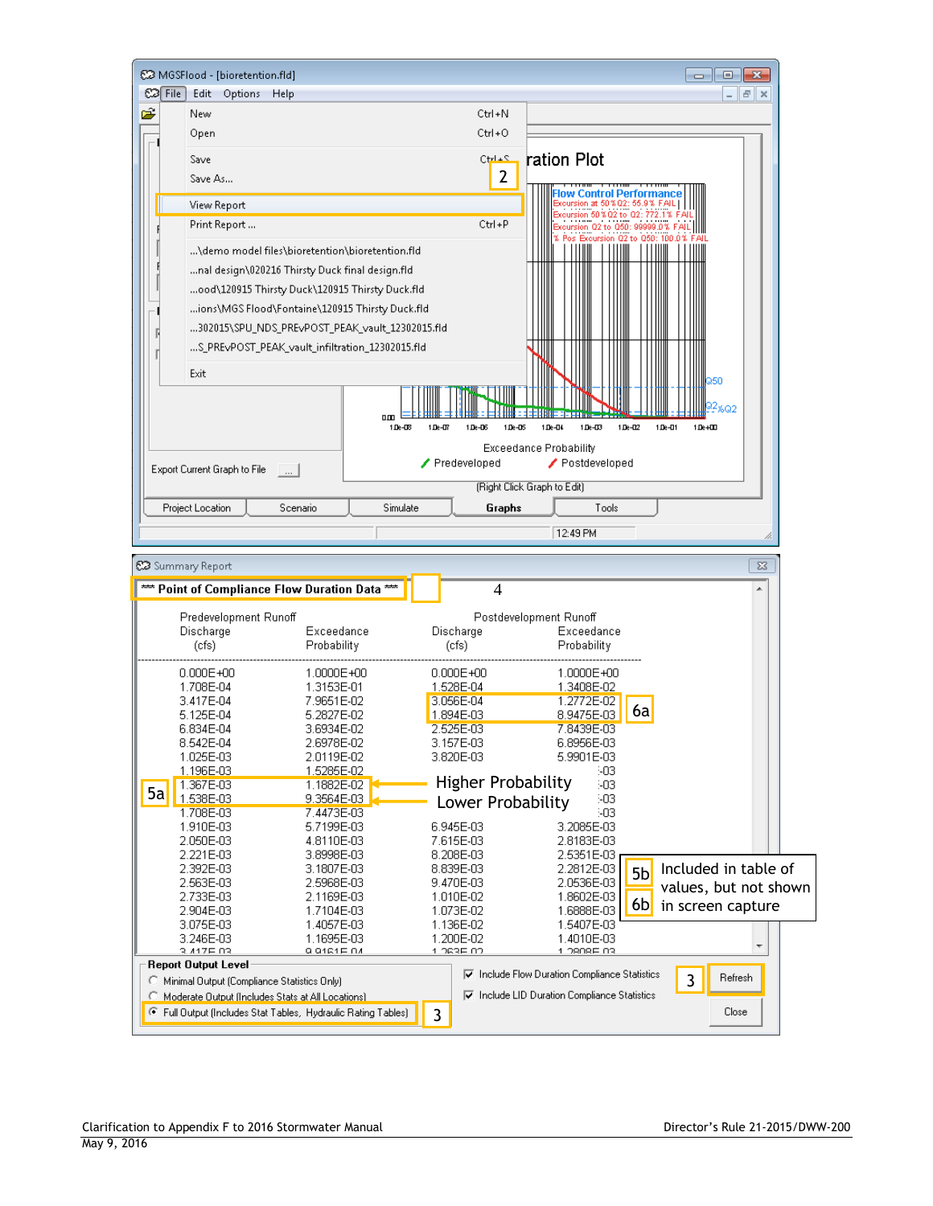MGSFlood - [bioretention.fld]

File Edit Options Help

New Ctrl+N

Open Ctrl+O

Save Ctrl+S

Save As...

View Report

Print Report ... Ctrl+P

...\demo model files\bioretention\bioretention.fld

...nal design\020216 Thirsty Duck final design.fld

...ood\120915 Thirsty Duck\120915 Thirsty Duck.fld

...ions\MGS Flood\Fontaine\120915 Thirsty Duck.fld

...302015\SPU_NDS_PREvPOST_PEAK_vault_12302015.fld

...S_PREvPOST_PEAK_vault_infiltration_12302015.fld

Exit

2

ration Plot

Flow Control Performance

Excursion at 50% Q2: 55.9% FAIL

Excursion 50% Q2 to Q2: 772.1% FAIL

Excursion Q2 to Q50: 99999.0% FAIL

% Pos Excursion Q2 to Q50: 100.0% FAIL

Q50

Q2

%Q2

0.00

1.0e-08 1.0e-07 1.0e-06 1.0e-05 1.0e-04 1.0e-03 1.0e-02 1.0e-01 1.0e+00

Exceedance Probability

Predeveloped Postdeveloped

(Right Click Graph to Edit)

Export Current Graph to File

Project Location | Scenario | Simulate | Graphs | Tools

12:49 PM

Summary Report

*** Point of Compliance Flow Duration Data ***

4

| Predevelopment Runoff Discharge (cfs) | Exceedance Probability | Postdevelopment Runoff Discharge (cfs) | Exceedance Probability |
|---|---|---|---|
| 0.000E+00 | 1.0000E+00 | 0.000E+00 | 1.0000E+00 |
| 1.708E-04 | 1.3153E-01 | 1.528E-04 | 1.3408E-02 |
| 3.417E-04 | 7.9651E-02 | 3.056E-04 | 1.2772E-02 |
| 5.125E-04 | 5.2827E-02 | 1.894E-03 | 8.9475E-03 |
| 6.834E-04 | 3.6934E-02 | 2.525E-03 | 7.8439E-03 |
| 8.542E-04 | 2.6978E-02 | 3.157E-03 | 6.8956E-03 |
| 1.025E-03 | 2.0119E-02 | 3.820E-03 | 5.9901E-03 |
| 1.196E-03 | 1.5285E-02 | | -03 |
| 1.367E-03 | 1.1882E-02 | | -03 |
| 1.538E-03 | 9.3564E-03 | | -03 |
| 1.708E-03 | 7.4473E-03 | | -03 |
| 1.910E-03 | 5.7199E-03 | 6.945E-03 | 3.2085E-03 |
| 2.050E-03 | 4.8110E-03 | 7.615E-03 | 2.8183E-03 |
| 2.221E-03 | 3.8998E-03 | 8.208E-03 | 2.5351E-03 |
| 2.392E-03 | 3.1807E-03 | 8.839E-03 | 2.2812E-03 |
| 2.563E-03 | 2.5968E-03 | 9.470E-03 | 2.0536E-03 |
| 2.733E-03 | 2.1169E-03 | 1.010E-02 | 1.8602E-03 |
| 2.904E-03 | 1.7104E-03 | 1.073E-02 | 1.6888E-03 |
| 3.075E-03 | 1.4057E-03 | 1.136E-02 | 1.5407E-03 |
| 3.246E-03 | 1.1695E-03 | 1.200E-02 | 1.4010E-03 |
| 3.417E-03 | 9.9161E-04 | 1.263E-02 | 1.2808E-03 |

5a — Higher Probability / Lower Probability

6a

5b / 6b — Included in table of values, but not shown in screen capture

Report Output Level

- Minimal Output (Compliance Statistics Only)
- Moderate Output (Includes Stats at All Locations)
- Full Output (Includes Stat Tables, Hydraulic Rating Tables) — 3

☑ Include Flow Duration Compliance Statistics

☑ Include LID Duration Compliance Statistics

3 — Refresh

Close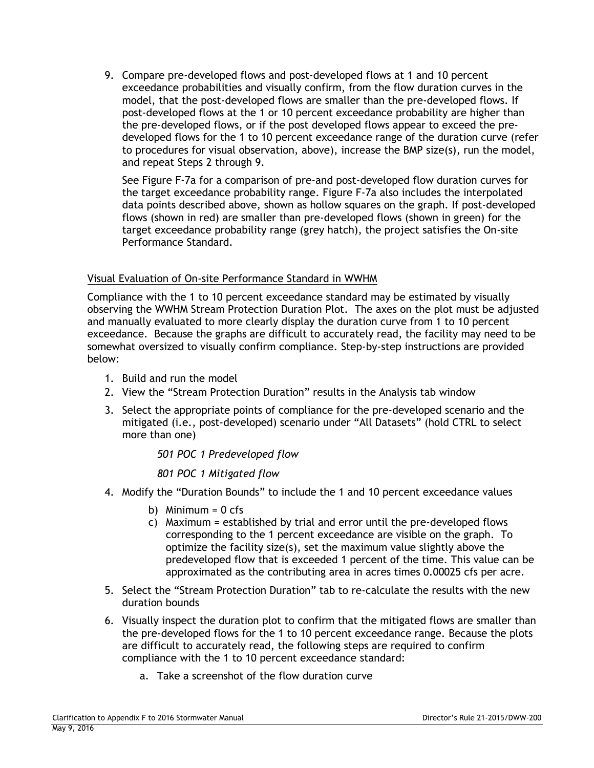9. Compare pre-developed flows and post-developed flows at 1 and 10 percent exceedance probabilities and visually confirm, from the flow duration curves in the model, that the post-developed flows are smaller than the pre-developed flows. If post-developed flows at the 1 or 10 percent exceedance probability are higher than the pre-developed flows, or if the post developed flows appear to exceed the pre-developed flows for the 1 to 10 percent exceedance range of the duration curve (refer to procedures for visual observation, above), increase the BMP size(s), run the model, and repeat Steps 2 through 9.

   See Figure F-7a for a comparison of pre-and post-developed flow duration curves for the target exceedance probability range. Figure F-7a also includes the interpolated data points described above, shown as hollow squares on the graph. If post-developed flows (shown in red) are smaller than pre-developed flows (shown in green) for the target exceedance probability range (grey hatch), the project satisfies the On-site Performance Standard.

<u>Visual Evaluation of On-site Performance Standard in WWHM</u>

Compliance with the 1 to 10 percent exceedance standard may be estimated by visually observing the WWHM Stream Protection Duration Plot. The axes on the plot must be adjusted and manually evaluated to more clearly display the duration curve from 1 to 10 percent exceedance. Because the graphs are difficult to accurately read, the facility may need to be somewhat oversized to visually confirm compliance. Step-by-step instructions are provided below:

1. Build and run the model
2. View the "Stream Protection Duration" results in the Analysis tab window
3. Select the appropriate points of compliance for the pre-developed scenario and the mitigated (i.e., post-developed) scenario under "All Datasets" (hold CTRL to select more than one)

   *501 POC 1 Predeveloped flow*

   *801 POC 1 Mitigated flow*

4. Modify the "Duration Bounds" to include the 1 and 10 percent exceedance values
   b) Minimum = 0 cfs
   c) Maximum = established by trial and error until the pre-developed flows corresponding to the 1 percent exceedance are visible on the graph. To optimize the facility size(s), set the maximum value slightly above the predeveloped flow that is exceeded 1 percent of the time. This value can be approximated as the contributing area in acres times 0.00025 cfs per acre.
5. Select the "Stream Protection Duration" tab to re-calculate the results with the new duration bounds
6. Visually inspect the duration plot to confirm that the mitigated flows are smaller than the pre-developed flows for the 1 to 10 percent exceedance range. Because the plots are difficult to accurately read, the following steps are required to confirm compliance with the 1 to 10 percent exceedance standard:
   a. Take a screenshot of the flow duration curve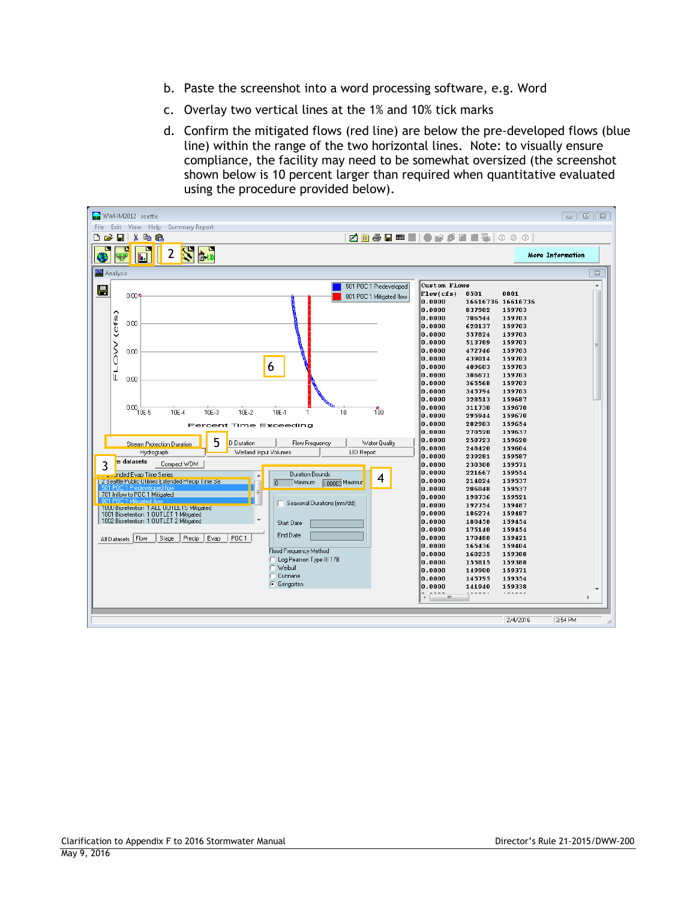b. Paste the screenshot into a word processing software, e.g. Word

c. Overlay two vertical lines at the 1% and 10% tick marks

d. Confirm the mitigated flows (red line) are below the pre-developed flows (blue line) within the range of the two horizontal lines. Note: to visually ensure compliance, the facility may need to be somewhat oversized (the screenshot shown below is 10 percent larger than required when quantitative evaluated using the procedure provided below).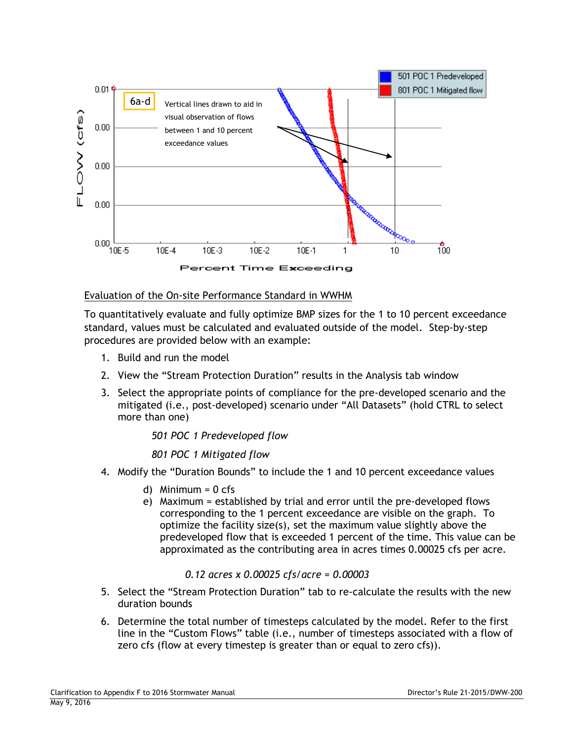6a-d

Vertical lines drawn to aid in visual observation of flows between 1 and 10 percent exceedance values

501 POC 1 Predeveloped

801 POC 1 Mitigated flow

FLOW (cfs)

0.01

0.00

0.00

0.00

0.00

10E-5

10E-4

10E-3

10E-2

10E-1

1

10

100

Percent Time Exceeding

Evaluation of the On-site Performance Standard in WWHM

To quantitatively evaluate and fully optimize BMP sizes for the 1 to 10 percent exceedance standard, values must be calculated and evaluated outside of the model. Step-by-step procedures are provided below with an example:

1. Build and run the model
2. View the "Stream Protection Duration" results in the Analysis tab window
3. Select the appropriate points of compliance for the pre-developed scenario and the mitigated (i.e., post-developed) scenario under "All Datasets" (hold CTRL to select more than one)

   *501 POC 1 Predeveloped flow*

   *801 POC 1 Mitigated flow*

4. Modify the "Duration Bounds" to include the 1 and 10 percent exceedance values

   d) Minimum = 0 cfs
   e) Maximum = established by trial and error until the pre-developed flows corresponding to the 1 percent exceedance are visible on the graph. To optimize the facility size(s), set the maximum value slightly above the predeveloped flow that is exceeded 1 percent of the time. This value can be approximated as the contributing area in acres times 0.00025 cfs per acre.

      *0.12 acres x 0.00025 cfs/acre = 0.00003*

5. Select the "Stream Protection Duration" tab to re-calculate the results with the new duration bounds
6. Determine the total number of timesteps calculated by the model. Refer to the first line in the "Custom Flows" table (i.e., number of timesteps associated with a flow of zero cfs (flow at every timestep is greater than or equal to zero cfs)).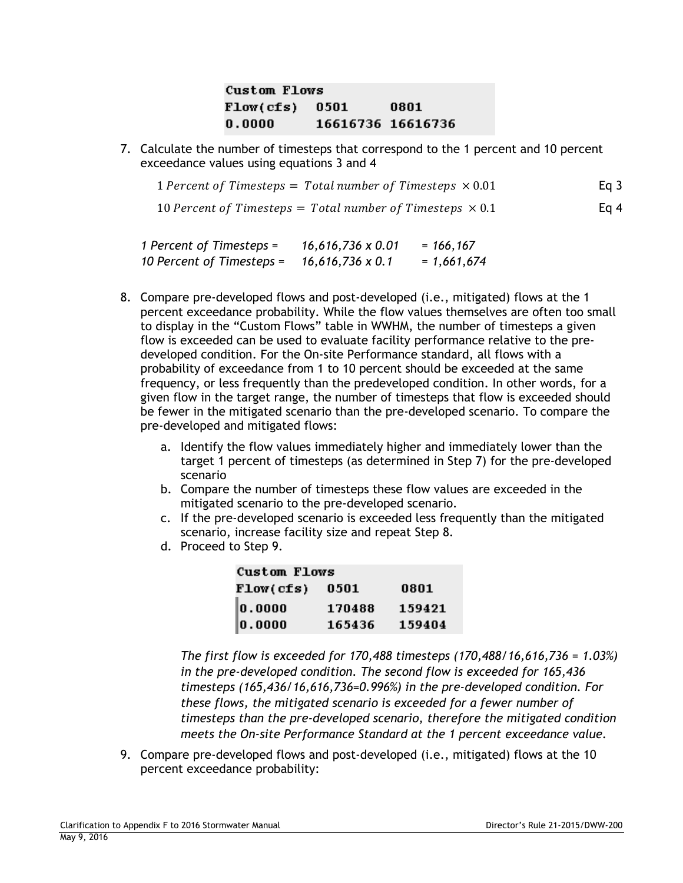| Custom Flows | | |
|---|---|---|
| Flow(cfs) | 0501 | 0801 |
| 0.0000 | 16616736 | 16616736 |

7. Calculate the number of timesteps that correspond to the 1 percent and 10 percent exceedance values using equations 3 and 4

$$1\ Percent\ of\ Timesteps = Total\ number\ of\ Timesteps \times 0.01 \quad \text{Eq 3}$$

$$10\ Percent\ of\ Timesteps = Total\ number\ of\ Timesteps \times 0.1 \quad \text{Eq 4}$$

*1 Percent of Timesteps = 16,616,736 x 0.01 = 166,167*
*10 Percent of Timesteps = 16,616,736 x 0.1 = 1,661,674*

8. Compare pre-developed flows and post-developed (i.e., mitigated) flows at the 1 percent exceedance probability. While the flow values themselves are often too small to display in the "Custom Flows" table in WWHM, the number of timesteps a given flow is exceeded can be used to evaluate facility performance relative to the pre-developed condition. For the On-site Performance standard, all flows with a probability of exceedance from 1 to 10 percent should be exceeded at the same frequency, or less frequently than the predeveloped condition. In other words, for a given flow in the target range, the number of timesteps that flow is exceeded should be fewer in the mitigated scenario than the pre-developed scenario. To compare the pre-developed and mitigated flows:
    a. Identify the flow values immediately higher and immediately lower than the target 1 percent of timesteps (as determined in Step 7) for the pre-developed scenario
    b. Compare the number of timesteps these flow values are exceeded in the mitigated scenario to the pre-developed scenario.
    c. If the pre-developed scenario is exceeded less frequently than the mitigated scenario, increase facility size and repeat Step 8.
    d. Proceed to Step 9.

| Custom Flows | | |
|---|---|---|
| Flow(cfs) | 0501 | 0801 |
| 0.0000 | 170488 | 159421 |
| 0.0000 | 165436 | 159404 |

*The first flow is exceeded for 170,488 timesteps (170,488/16,616,736 = 1.03%) in the pre-developed condition. The second flow is exceeded for 165,436 timesteps (165,436/16,616,736=0.996%) in the pre-developed condition. For these flows, the mitigated scenario is exceeded for a fewer number of timesteps than the pre-developed scenario, therefore the mitigated condition meets the On-site Performance Standard at the 1 percent exceedance value.*

9. Compare pre-developed flows and post-developed (i.e., mitigated) flows at the 10 percent exceedance probability: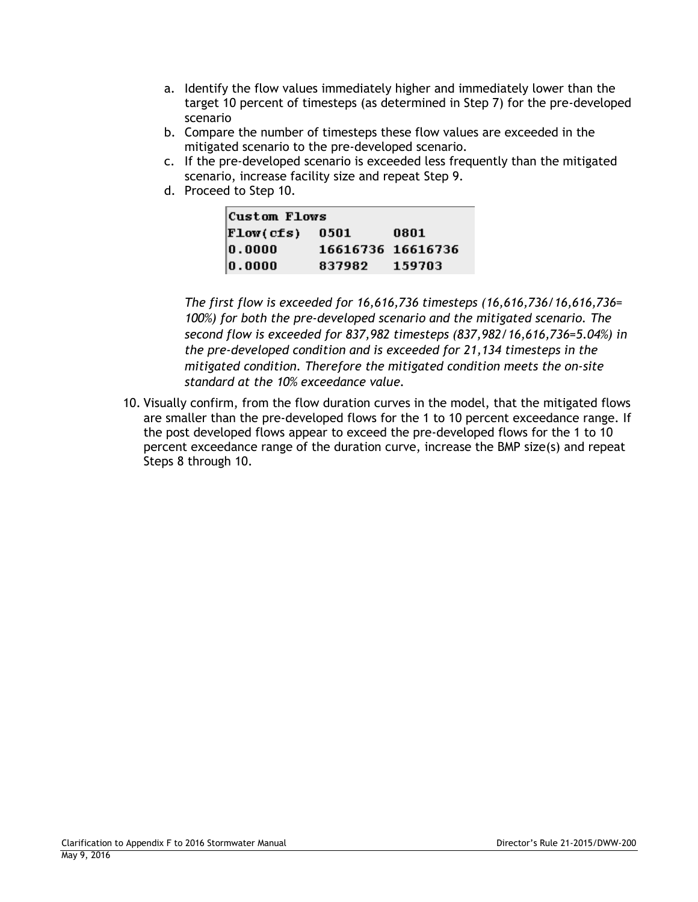a. Identify the flow values immediately higher and immediately lower than the target 10 percent of timesteps (as determined in Step 7) for the pre-developed scenario
b. Compare the number of timesteps these flow values are exceeded in the mitigated scenario to the pre-developed scenario.
c. If the pre-developed scenario is exceeded less frequently than the mitigated scenario, increase facility size and repeat Step 9.
d. Proceed to Step 10.

| Custom Flows | | |
|---|---|---|
| Flow(cfs) | 0501 | 0801 |
| 0.0000 | 16616736 | 16616736 |
| 0.0000 | 837982 | 159703 |

*The first flow is exceeded for 16,616,736 timesteps (16,616,736/16,616,736= 100%) for both the pre-developed scenario and the mitigated scenario. The second flow is exceeded for 837,982 timesteps (837,982/16,616,736=5.04%) in the pre-developed condition and is exceeded for 21,134 timesteps in the mitigated condition. Therefore the mitigated condition meets the on-site standard at the 10% exceedance value.*

10. Visually confirm, from the flow duration curves in the model, that the mitigated flows are smaller than the pre-developed flows for the 1 to 10 percent exceedance range. If the post developed flows appear to exceed the pre-developed flows for the 1 to 10 percent exceedance range of the duration curve, increase the BMP size(s) and repeat Steps 8 through 10.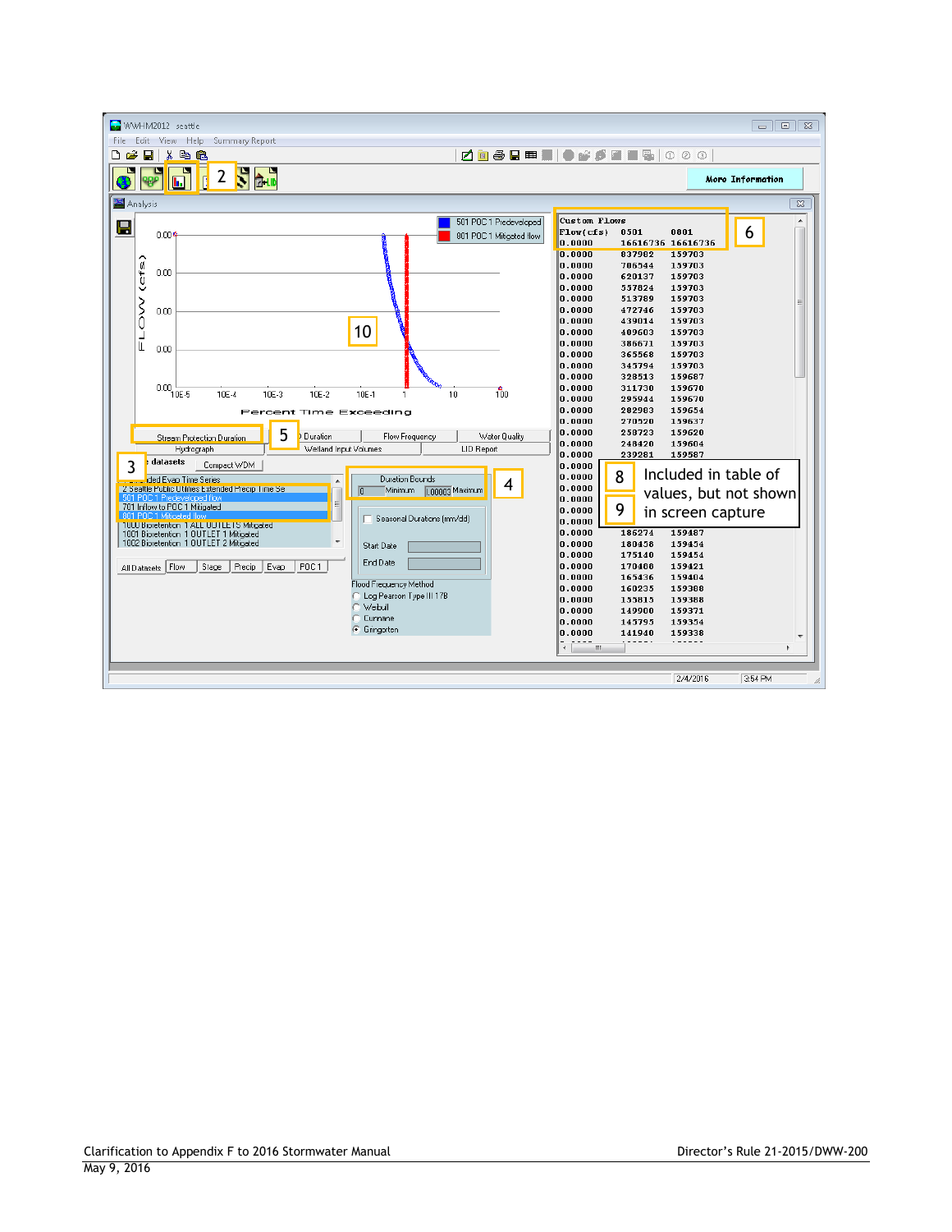WWHM2012 seattle

File Edit View Help Summary Report

More Information

Analysis

2

3

4

5

6

8 Included in table of values, but not shown

9 in screen capture

10

501 POC 1 Predeveloped

801 POC 1 Mitigated flow

FLOW (cfs)

0.00

10E-5 10E-4 10E-3 10E-2 10E-1 1 10 100

Percent Time Exceeding

Stream Protection Duration

Duration

Flow Frequency

Water Quality

Hydrograph

Wetland Input Volumes

LID Report

datasets

Compact WDM

Extended Evap Time Series

2 Seattle Public Utilities Extended Precip Time Se

501 POC 1 Predeveloped flow

701 Inflow to POC 1 Mitigated

801 POC 1 Mitigated flow

1000 Bioretention 1 ALL OUTLETS Mitigated

1001 Bioretention 1 OUTLET 1 Mitigated

1002 Bioretention 1 OUTLET 2 Mitigated

All Datasets | Flow | Stage | Precip | Evap | POC 1

Duration Bounds

0 Minimum

.00003 Maximum

Seasonal Durations (mm/dd)

Start Date

End Date

Flood Frequency Method

Log Pearson Type III 17B

Weibull

Cunnane

Gringorten

Custom Flows

| Flow(cfs) | 0501 | 0801 |
|---|---|---|
| 0.0000 | 16616736 | 16616736 |
| 0.0000 | 837982 | 159703 |
| 0.0000 | 706544 | 159703 |
| 0.0000 | 620137 | 159703 |
| 0.0000 | 557824 | 159703 |
| 0.0000 | 513789 | 159703 |
| 0.0000 | 472746 | 159703 |
| 0.0000 | 439014 | 159703 |
| 0.0000 | 409603 | 159703 |
| 0.0000 | 386671 | 159703 |
| 0.0000 | 365568 | 159703 |
| 0.0000 | 345794 | 159703 |
| 0.0000 | 328513 | 159687 |
| 0.0000 | 311730 | 159670 |
| 0.0000 | 295944 | 159670 |
| 0.0000 | 282983 | 159654 |
| 0.0000 | 270520 | 159637 |
| 0.0000 | 258723 | 159620 |
| 0.0000 | 248420 | 159604 |
| 0.0000 | 239281 | 159587 |
| 0.0000 | | |
| 0.0000 | | |
| 0.0000 | | |
| 0.0000 | | |
| 0.0000 | | |
| 0.0000 | | |
| 0.0000 | 186274 | 159487 |
| 0.0000 | 180458 | 159454 |
| 0.0000 | 175140 | 159454 |
| 0.0000 | 170400 | 159421 |
| 0.0000 | 165436 | 159404 |
| 0.0000 | 160235 | 159388 |
| 0.0000 | 155815 | 159388 |
| 0.0000 | 149900 | 159371 |
| 0.0000 | 145795 | 159354 |
| 0.0000 | 141940 | 159338 |

2/4/2016 3:54 PM